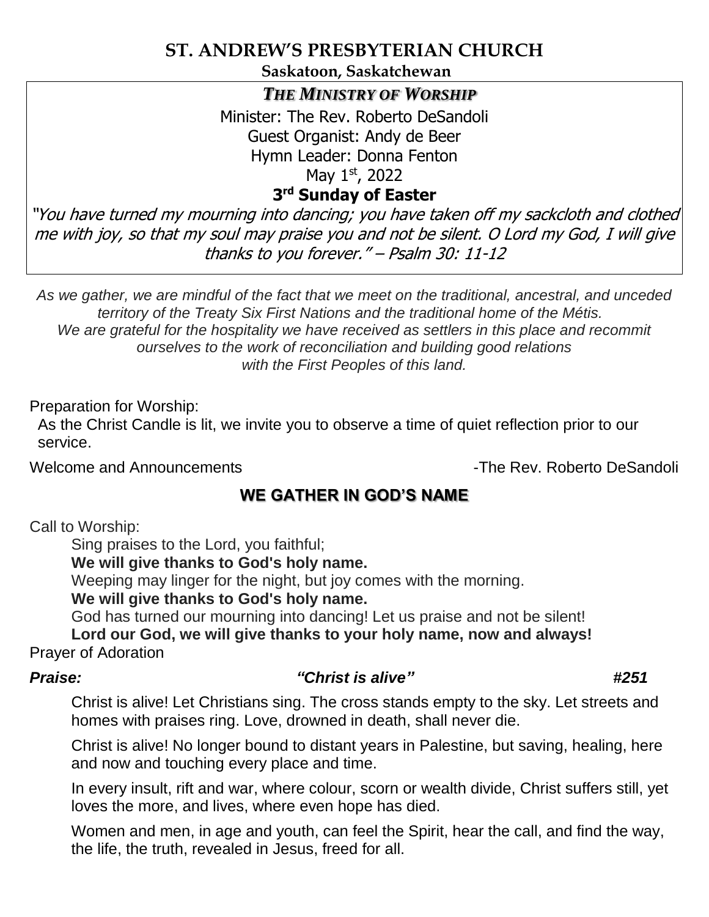# ST. ANDREW'S PRESBYTERIAN CHURCH

**Saskatoon, Saskatchewan**

***THE MINISTRY OF WORSHIP***

Minister: The Rev. Roberto DeSandoli
Guest Organist: Andy de Beer
Hymn Leader: Donna Fenton
May 1st, 2022

**3rd Sunday of Easter**

*"You have turned my mourning into dancing; you have taken off my sackcloth and clothed me with joy, so that my soul may praise you and not be silent. O Lord my God, I will give thanks to you forever." – Psalm 30: 11-12*

*As we gather, we are mindful of the fact that we meet on the traditional, ancestral, and unceded territory of the Treaty Six First Nations and the traditional home of the Métis. We are grateful for the hospitality we have received as settlers in this place and recommit ourselves to the work of reconciliation and building good relations with the First Peoples of this land.*

Preparation for Worship:

As the Christ Candle is lit, we invite you to observe a time of quiet reflection prior to our service.

Welcome and Announcements -The Rev. Roberto DeSandoli

## WE GATHER IN GOD'S NAME

Call to Worship:

Sing praises to the Lord, you faithful;

**We will give thanks to God's holy name.**

Weeping may linger for the night, but joy comes with the morning.

**We will give thanks to God's holy name.**

God has turned our mourning into dancing! Let us praise and not be silent!

**Lord our God, we will give thanks to your holy name, now and always!**

Prayer of Adoration

***Praise: "Christ is alive" #251***

Christ is alive! Let Christians sing. The cross stands empty to the sky. Let streets and homes with praises ring. Love, drowned in death, shall never die.

Christ is alive! No longer bound to distant years in Palestine, but saving, healing, here and now and touching every place and time.

In every insult, rift and war, where colour, scorn or wealth divide, Christ suffers still, yet loves the more, and lives, where even hope has died.

Women and men, in age and youth, can feel the Spirit, hear the call, and find the way, the life, the truth, revealed in Jesus, freed for all.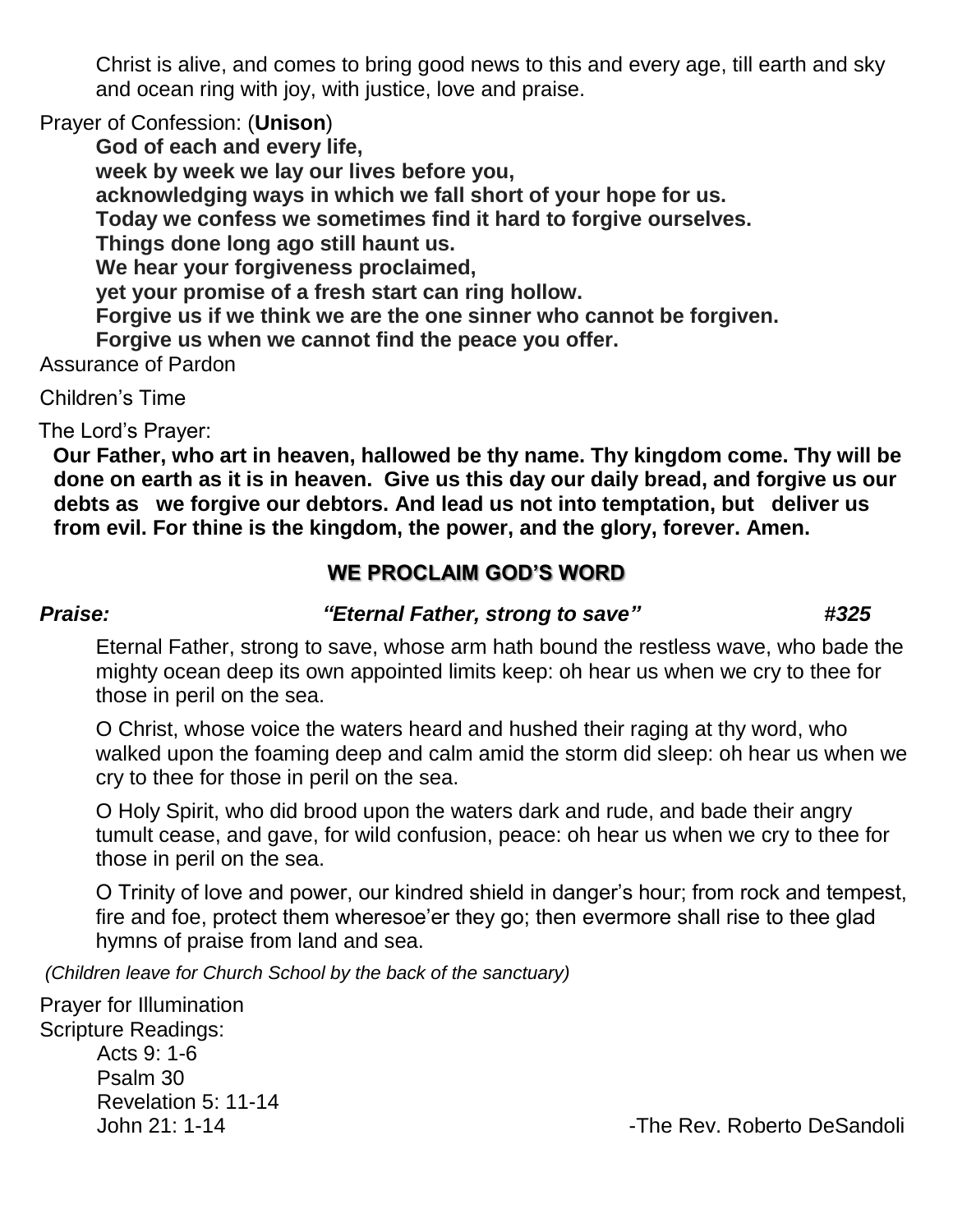Christ is alive, and comes to bring good news to this and every age, till earth and sky and ocean ring with joy, with justice, love and praise.

Prayer of Confession: (**Unison**)

**God of each and every life,**
**week by week we lay our lives before you,**
**acknowledging ways in which we fall short of your hope for us.**
**Today we confess we sometimes find it hard to forgive ourselves.**
**Things done long ago still haunt us.**
**We hear your forgiveness proclaimed,**
**yet your promise of a fresh start can ring hollow.**
**Forgive us if we think we are the one sinner who cannot be forgiven.**
**Forgive us when we cannot find the peace you offer.**

Assurance of Pardon

Children's Time

The Lord's Prayer:

**Our Father, who art in heaven, hallowed be thy name. Thy kingdom come. Thy will be done on earth as it is in heaven. Give us this day our daily bread, and forgive us our debts as we forgive our debtors. And lead us not into temptation, but deliver us from evil. For thine is the kingdom, the power, and the glory, forever. Amen.**

## WE PROCLAIM GOD'S WORD

***Praise:*** ***"Eternal Father, strong to save"*** ***#325***

Eternal Father, strong to save, whose arm hath bound the restless wave, who bade the mighty ocean deep its own appointed limits keep: oh hear us when we cry to thee for those in peril on the sea.

O Christ, whose voice the waters heard and hushed their raging at thy word, who walked upon the foaming deep and calm amid the storm did sleep: oh hear us when we cry to thee for those in peril on the sea.

O Holy Spirit, who did brood upon the waters dark and rude, and bade their angry tumult cease, and gave, for wild confusion, peace: oh hear us when we cry to thee for those in peril on the sea.

O Trinity of love and power, our kindred shield in danger's hour; from rock and tempest, fire and foe, protect them wheresoe'er they go; then evermore shall rise to thee glad hymns of praise from land and sea.

*(Children leave for Church School by the back of the sanctuary)*

Prayer for Illumination

Scripture Readings:

Acts 9: 1-6
Psalm 30
Revelation 5: 11-14
John 21: 1-14 -The Rev. Roberto DeSandoli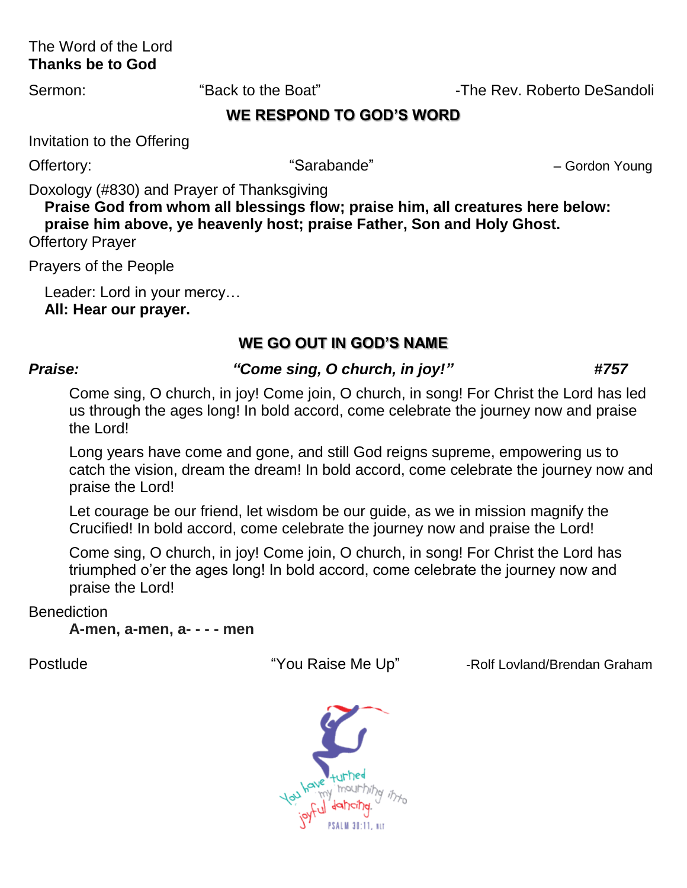The Word of the Lord
**Thanks be to God**

Sermon: "Back to the Boat" -The Rev. Roberto DeSandoli

## WE RESPOND TO GOD'S WORD

Invitation to the Offering

Offertory: "Sarabande" – Gordon Young

Doxology (#830) and Prayer of Thanksgiving

**Praise God from whom all blessings flow; praise him, all creatures here below: praise him above, ye heavenly host; praise Father, Son and Holy Ghost.**

Offertory Prayer

Prayers of the People

Leader: Lord in your mercy…
**All: Hear our prayer.**

## WE GO OUT IN GOD'S NAME

***Praise:*** ***"Come sing, O church, in joy!"*** ***#757***

Come sing, O church, in joy! Come join, O church, in song! For Christ the Lord has led us through the ages long! In bold accord, come celebrate the journey now and praise the Lord!

Long years have come and gone, and still God reigns supreme, empowering us to catch the vision, dream the dream! In bold accord, come celebrate the journey now and praise the Lord!

Let courage be our friend, let wisdom be our guide, as we in mission magnify the Crucified! In bold accord, come celebrate the journey now and praise the Lord!

Come sing, O church, in joy! Come join, O church, in song! For Christ the Lord has triumphed o'er the ages long! In bold accord, come celebrate the journey now and praise the Lord!

Benediction

**A-men, a-men, a- - - - men**

Postlude "You Raise Me Up" -Rolf Lovland/Brendan Graham

You have turned my mourning into joyful dancing.
PSALM 30:11, NLT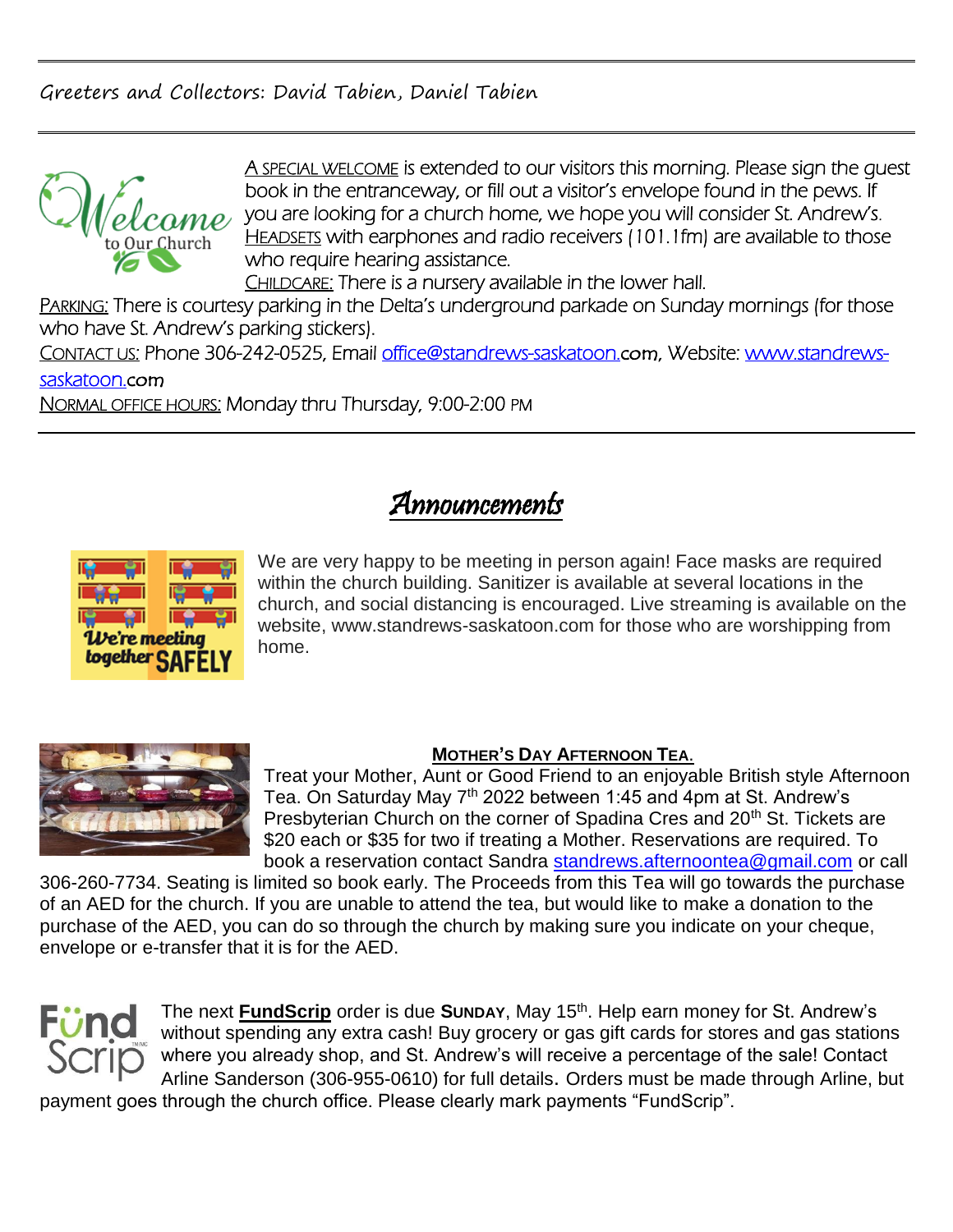Greeters and Collectors: David Tabien, Daniel Tabien

---

A SPECIAL WELCOME is extended to our visitors this morning. Please sign the guest book in the entranceway, or fill out a visitor's envelope found in the pews. If you are looking for a church home, we hope you will consider St. Andrew's.

HEADSETS with earphones and radio receivers (101.1fm) are available to those who require hearing assistance.

CHILDCARE: There is a nursery available in the lower hall.

PARKING: There is courtesy parking in the Delta's underground parkade on Sunday mornings (for those who have St. Andrew's parking stickers).

CONTACT US: Phone 306-242-0525, Email office@standrews-saskatoon.com, Website: www.standrews-saskatoon.com

NORMAL OFFICE HOURS: Monday thru Thursday, 9:00-2:00 PM

---

# *Announcements*

We are very happy to be meeting in person again! Face masks are required within the church building. Sanitizer is available at several locations in the church, and social distancing is encouraged. Live streaming is available on the website, www.standrews-saskatoon.com for those who are worshipping from home.

**MOTHER'S DAY AFTERNOON TEA.**

Treat your Mother, Aunt or Good Friend to an enjoyable British style Afternoon Tea. On Saturday May 7th 2022 between 1:45 and 4pm at St. Andrew's Presbyterian Church on the corner of Spadina Cres and 20th St. Tickets are $20 each or $35 for two if treating a Mother. Reservations are required. To book a reservation contact Sandra standrews.afternoontea@gmail.com or call 306-260-7734. Seating is limited so book early. The Proceeds from this Tea will go towards the purchase of an AED for the church. If you are unable to attend the tea, but would like to make a donation to the purchase of the AED, you can do so through the church by making sure you indicate on your cheque, envelope or e-transfer that it is for the AED.

The next **FundScrip** order is due **SUNDAY**, May 15th. Help earn money for St. Andrew's without spending any extra cash! Buy grocery or gas gift cards for stores and gas stations where you already shop, and St. Andrew's will receive a percentage of the sale! Contact Arline Sanderson (306-955-0610) for full details. Orders must be made through Arline, but payment goes through the church office. Please clearly mark payments "FundScrip".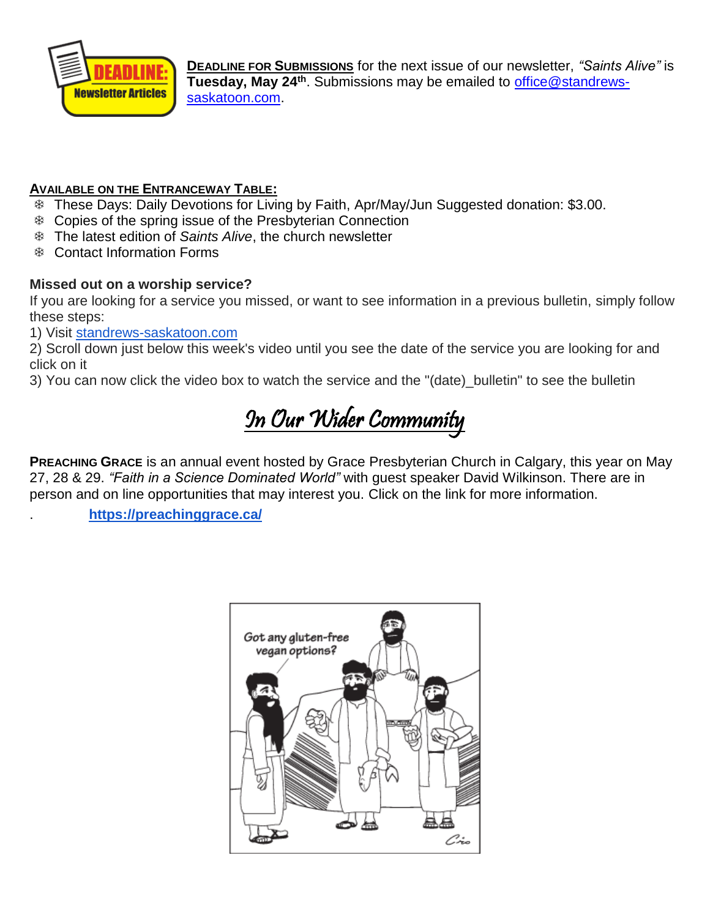**DEADLINE FOR SUBMISSIONS** for the next issue of our newsletter, *"Saints Alive"* is **Tuesday, May 24th**. Submissions may be emailed to office@standrews-saskatoon.com.

**AVAILABLE ON THE ENTRANCEWAY TABLE:**

- These Days: Daily Devotions for Living by Faith, Apr/May/Jun Suggested donation: $3.00.
- Copies of the spring issue of the Presbyterian Connection
- The latest edition of *Saints Alive*, the church newsletter
- Contact Information Forms

**Missed out on a worship service?**

If you are looking for a service you missed, or want to see information in a previous bulletin, simply follow these steps:

1) Visit standrews-saskatoon.com
2) Scroll down just below this week's video until you see the date of the service you are looking for and click on it
3) You can now click the video box to watch the service and the "(date)_bulletin" to see the bulletin

# In Our Wider Community

**PREACHING GRACE** is an annual event hosted by Grace Presbyterian Church in Calgary, this year on May 27, 28 & 29. *"Faith in a Science Dominated World"* with guest speaker David Wilkinson. There are in person and on line opportunities that may interest you. Click on the link for more information.

**https://preachinggrace.ca/**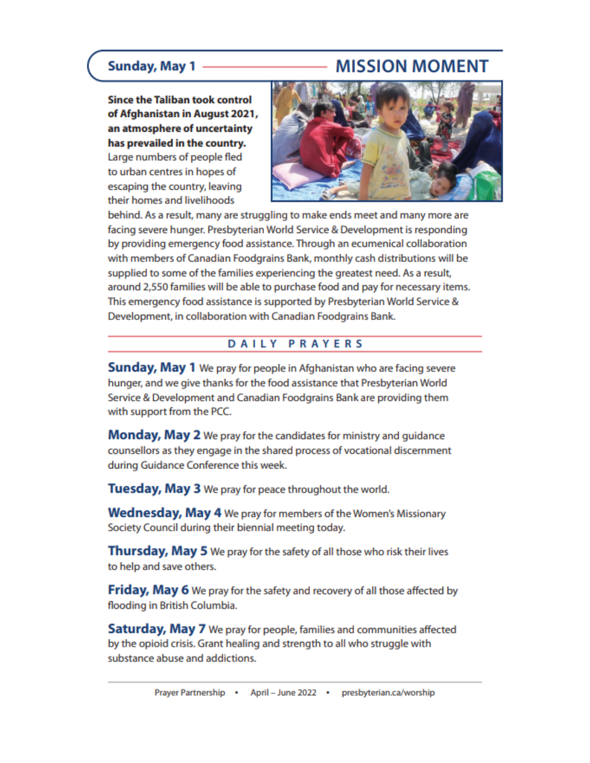## Sunday, May 1 — MISSION MOMENT

**Since the Taliban took control of Afghanistan in August 2021, an atmosphere of uncertainty has prevailed in the country.** Large numbers of people fled to urban centres in hopes of escaping the country, leaving their homes and livelihoods behind. As a result, many are struggling to make ends meet and many more are facing severe hunger. Presbyterian World Service & Development is responding by providing emergency food assistance. Through an ecumenical collaboration with members of Canadian Foodgrains Bank, monthly cash distributions will be supplied to some of the families experiencing the greatest need. As a result, around 2,550 families will be able to purchase food and pay for necessary items. This emergency food assistance is supported by Presbyterian World Service & Development, in collaboration with Canadian Foodgrains Bank.

## DAILY PRAYERS

**Sunday, May 1** We pray for people in Afghanistan who are facing severe hunger, and we give thanks for the food assistance that Presbyterian World Service & Development and Canadian Foodgrains Bank are providing them with support from the PCC.

**Monday, May 2** We pray for the candidates for ministry and guidance counsellors as they engage in the shared process of vocational discernment during Guidance Conference this week.

**Tuesday, May 3** We pray for peace throughout the world.

**Wednesday, May 4** We pray for members of the Women's Missionary Society Council during their biennial meeting today.

**Thursday, May 5** We pray for the safety of all those who risk their lives to help and save others.

**Friday, May 6** We pray for the safety and recovery of all those affected by flooding in British Columbia.

**Saturday, May 7** We pray for people, families and communities affected by the opioid crisis. Grant healing and strength to all who struggle with substance abuse and addictions.